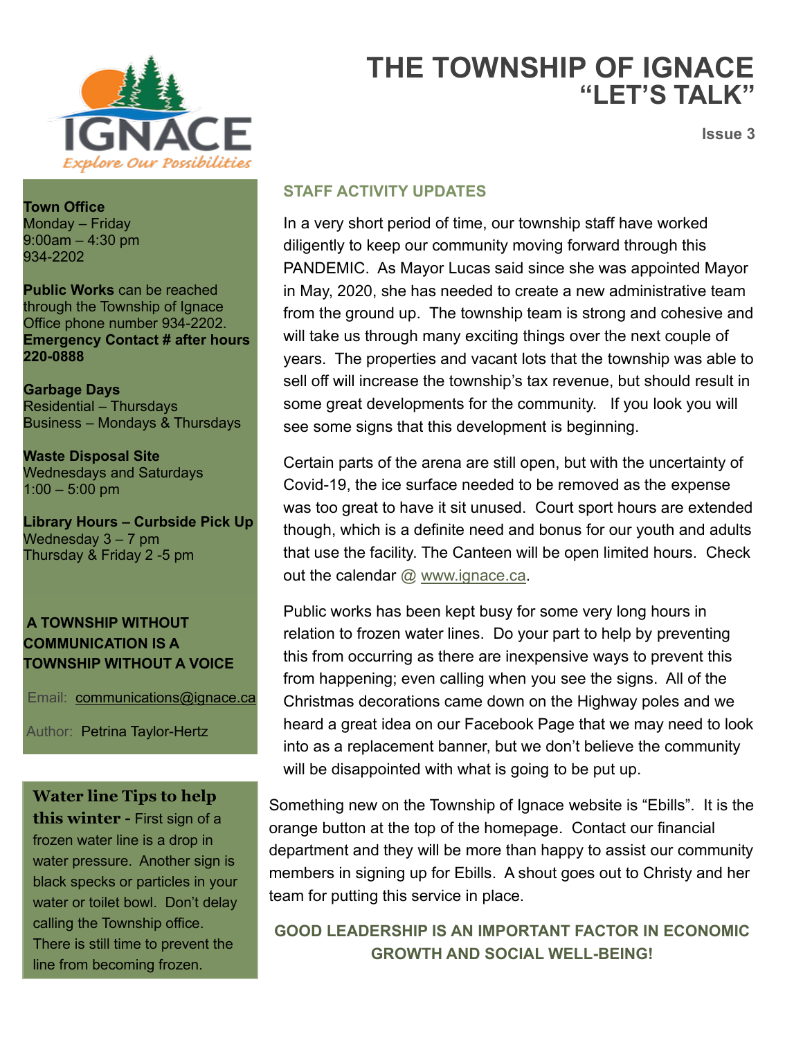# THE TOWNSHIP OF IGNACE
## "LET'S TALK"

Issue 3

**Town Office**
Monday – Friday
9:00am – 4:30 pm
934-2202

**Public Works** can be reached through the Township of Ignace Office phone number 934-2202.
**Emergency Contact # after hours 220-0888**

**Garbage Days**
Residential – Thursdays
Business – Mondays & Thursdays

**Waste Disposal Site**
Wednesdays and Saturdays
1:00 – 5:00 pm

**Library Hours – Curbside Pick Up**
Wednesday 3 – 7 pm
Thursday & Friday 2 -5 pm

**A TOWNSHIP WITHOUT COMMUNICATION IS A TOWNSHIP WITHOUT A VOICE**

Email: communications@ignace.ca

Author: Petrina Taylor-Hertz

**Water line Tips to help this winter -** First sign of a frozen water line is a drop in water pressure. Another sign is black specks or particles in your water or toilet bowl. Don't delay calling the Township office. There is still time to prevent the line from becoming frozen.

### STAFF ACTIVITY UPDATES

In a very short period of time, our township staff have worked diligently to keep our community moving forward through this PANDEMIC. As Mayor Lucas said since she was appointed Mayor in May, 2020, she has needed to create a new administrative team from the ground up. The township team is strong and cohesive and will take us through many exciting things over the next couple of years. The properties and vacant lots that the township was able to sell off will increase the township's tax revenue, but should result in some great developments for the community. If you look you will see some signs that this development is beginning.

Certain parts of the arena are still open, but with the uncertainty of Covid-19, the ice surface needed to be removed as the expense was too great to have it sit unused. Court sport hours are extended though, which is a definite need and bonus for our youth and adults that use the facility. The Canteen will be open limited hours. Check out the calendar @ www.ignace.ca.

Public works has been kept busy for some very long hours in relation to frozen water lines. Do your part to help by preventing this from occurring as there are inexpensive ways to prevent this from happening; even calling when you see the signs. All of the Christmas decorations came down on the Highway poles and we heard a great idea on our Facebook Page that we may need to look into as a replacement banner, but we don't believe the community will be disappointed with what is going to be put up.

Something new on the Township of Ignace website is "Ebills". It is the orange button at the top of the homepage. Contact our financial department and they will be more than happy to assist our community members in signing up for Ebills. A shout goes out to Christy and her team for putting this service in place.

**GOOD LEADERSHIP IS AN IMPORTANT FACTOR IN ECONOMIC GROWTH AND SOCIAL WELL-BEING!**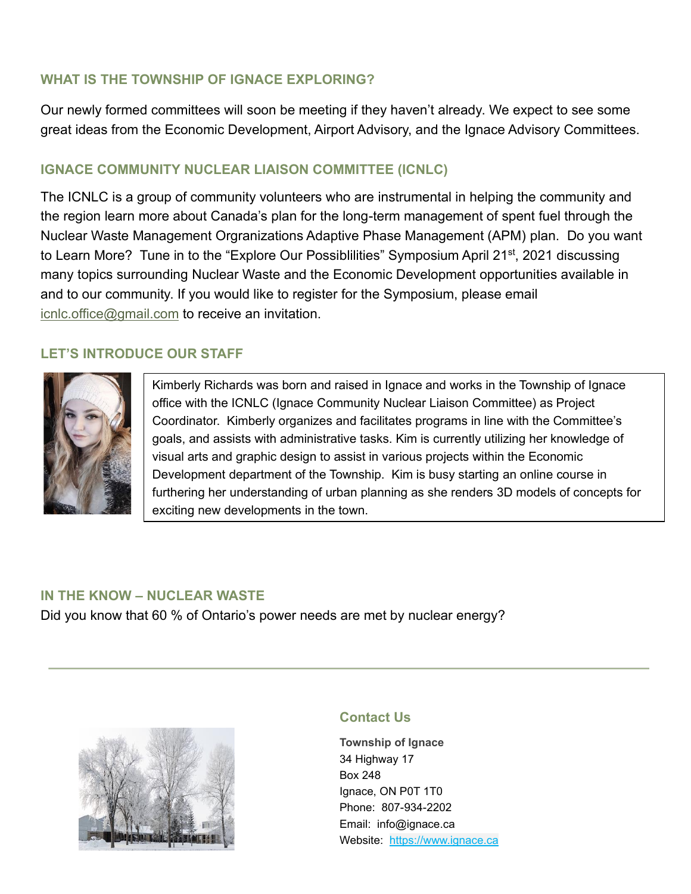## WHAT IS THE TOWNSHIP OF IGNACE EXPLORING?

Our newly formed committees will soon be meeting if they haven't already. We expect to see some great ideas from the Economic Development, Airport Advisory, and the Ignace Advisory Committees.

## IGNACE COMMUNITY NUCLEAR LIAISON COMMITTEE (ICNLC)

The ICNLC is a group of community volunteers who are instrumental in helping the community and the region learn more about Canada's plan for the long-term management of spent fuel through the Nuclear Waste Management Orgranizations Adaptive Phase Management (APM) plan. Do you want to Learn More? Tune in to the "Explore Our Possiblilities" Symposium April 21st, 2021 discussing many topics surrounding Nuclear Waste and the Economic Development opportunities available in and to our community. If you would like to register for the Symposium, please email icnlc.office@gmail.com to receive an invitation.

## LET'S INTRODUCE OUR STAFF

Kimberly Richards was born and raised in Ignace and works in the Township of Ignace office with the ICNLC (Ignace Community Nuclear Liaison Committee) as Project Coordinator. Kimberly organizes and facilitates programs in line with the Committee's goals, and assists with administrative tasks. Kim is currently utilizing her knowledge of visual arts and graphic design to assist in various projects within the Economic Development department of the Township. Kim is busy starting an online course in furthering her understanding of urban planning as she renders 3D models of concepts for exciting new developments in the town.

## IN THE KNOW – NUCLEAR WASTE

Did you know that 60 % of Ontario's power needs are met by nuclear energy?

---

## Contact Us

**Township of Ignace**
34 Highway 17
Box 248
Ignace, ON P0T 1T0
Phone: 807-934-2202
Email: info@ignace.ca
Website: https://www.ignace.ca